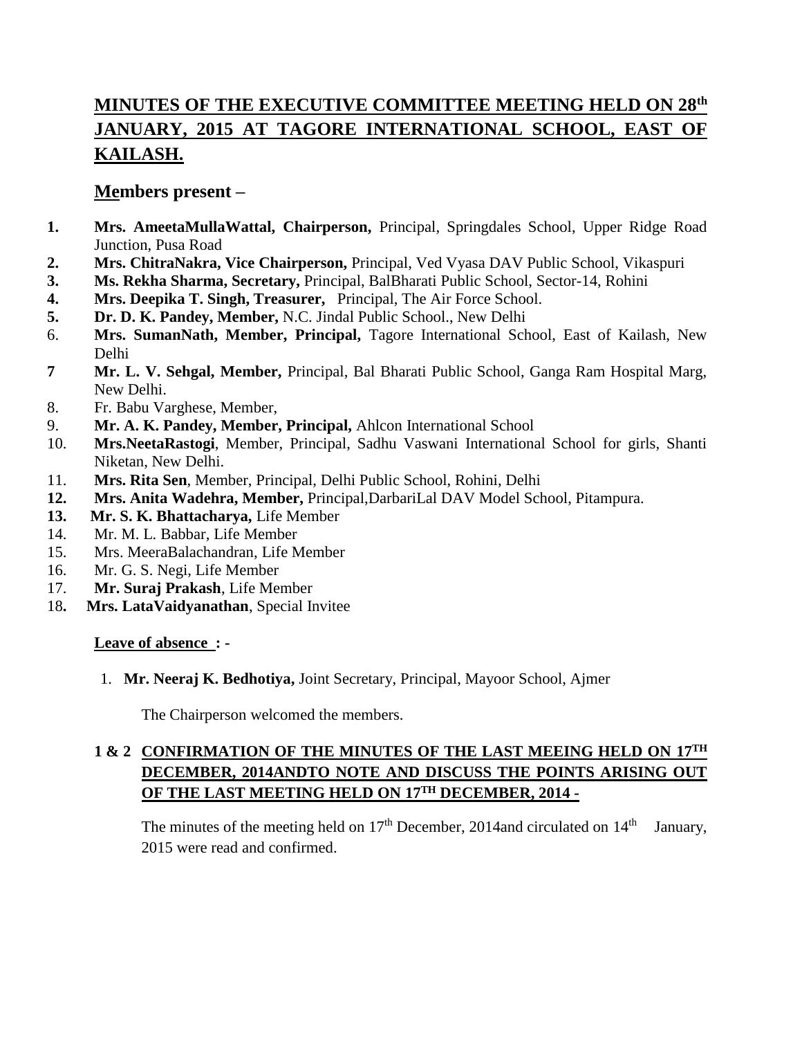# MINUTES OF THE EXECUTIVE COMMITTEE MEETING HELD ON 28th JANUARY, 2015 AT TAGORE INTERNATIONAL SCHOOL, EAST OF KAILASH.

## Members present –

1. **Mrs. AmeetaMullaWattal, Chairperson,** Principal, Springdales School, Upper Ridge Road Junction, Pusa Road
2. **Mrs. ChitraNakra, Vice Chairperson,** Principal, Ved Vyasa DAV Public School, Vikaspuri
3. **Ms. Rekha Sharma, Secretary,** Principal, BalBharati Public School, Sector-14, Rohini
4. **Mrs. Deepika T. Singh, Treasurer,** Principal, The Air Force School.
5. **Dr. D. K. Pandey, Member,** N.C. Jindal Public School., New Delhi
6. **Mrs. SumanNath, Member, Principal,** Tagore International School, East of Kailash, New Delhi
7. **Mr. L. V. Sehgal, Member,** Principal, Bal Bharati Public School, Ganga Ram Hospital Marg, New Delhi.
8. Fr. Babu Varghese, Member,
9. **Mr. A. K. Pandey, Member, Principal,** Ahlcon International School
10. **Mrs.NeetaRastogi**, Member, Principal, Sadhu Vaswani International School for girls, Shanti Niketan, New Delhi.
11. **Mrs. Rita Sen**, Member, Principal, Delhi Public School, Rohini, Delhi
12. **Mrs. Anita Wadehra, Member,** Principal,DarbariLal DAV Model School, Pitampura.
13. **Mr. S. K. Bhattacharya,** Life Member
14. Mr. M. L. Babbar, Life Member
15. Mrs. MeeraBalachandran, Life Member
16. Mr. G. S. Negi, Life Member
17. **Mr. Suraj Prakash**, Life Member
18. **Mrs. LataVaidyanathan**, Special Invitee

**Leave of absence : -**

1. **Mr. Neeraj K. Bedhotiya,** Joint Secretary, Principal, Mayoor School, Ajmer

The Chairperson welcomed the members.

### 1 & 2 CONFIRMATION OF THE MINUTES OF THE LAST MEEING HELD ON 17TH DECEMBER, 2014ANDTO NOTE AND DISCUSS THE POINTS ARISING OUT OF THE LAST MEETING HELD ON 17TH DECEMBER, 2014 -

The minutes of the meeting held on 17th December, 2014and circulated on 14th January, 2015 were read and confirmed.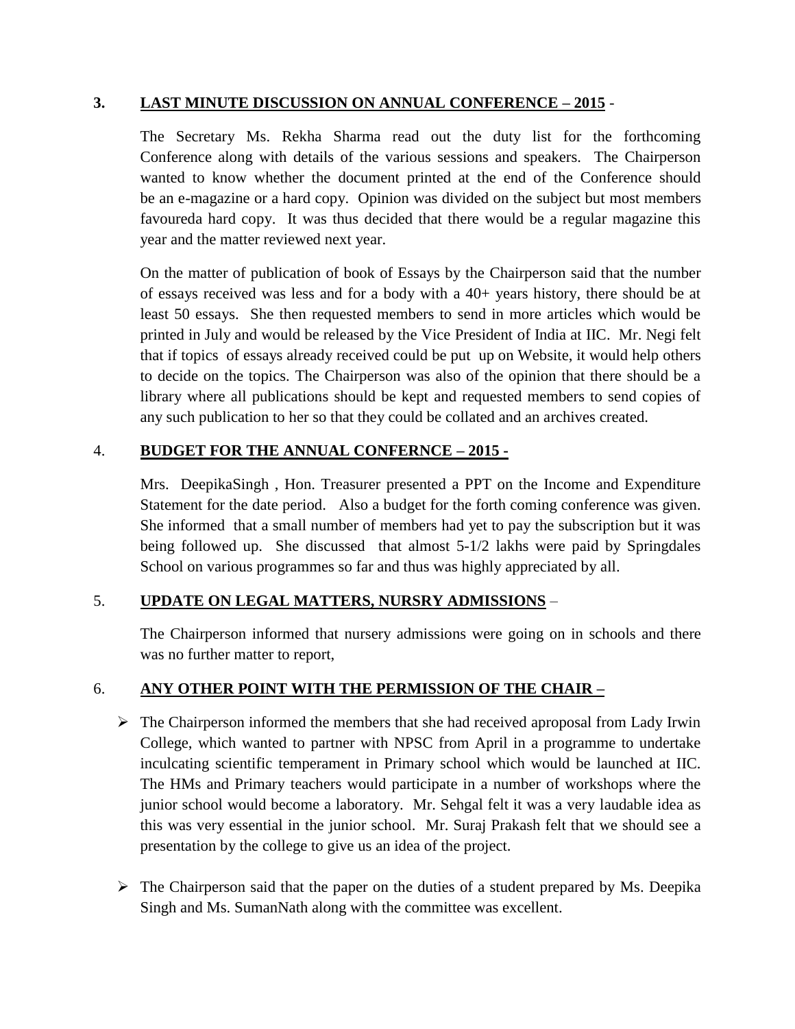### 3. LAST MINUTE DISCUSSION ON ANNUAL CONFERENCE – 2015 -

The Secretary Ms. Rekha Sharma read out the duty list for the forthcoming Conference along with details of the various sessions and speakers. The Chairperson wanted to know whether the document printed at the end of the Conference should be an e-magazine or a hard copy. Opinion was divided on the subject but most members favoureda hard copy. It was thus decided that there would be a regular magazine this year and the matter reviewed next year.

On the matter of publication of book of Essays by the Chairperson said that the number of essays received was less and for a body with a 40+ years history, there should be at least 50 essays. She then requested members to send in more articles which would be printed in July and would be released by the Vice President of India at IIC. Mr. Negi felt that if topics of essays already received could be put up on Website, it would help others to decide on the topics. The Chairperson was also of the opinion that there should be a library where all publications should be kept and requested members to send copies of any such publication to her so that they could be collated and an archives created.

### 4. BUDGET FOR THE ANNUAL CONFERNCE – 2015 -

Mrs. DeepikaSingh , Hon. Treasurer presented a PPT on the Income and Expenditure Statement for the date period. Also a budget for the forth coming conference was given. She informed that a small number of members had yet to pay the subscription but it was being followed up. She discussed that almost 5-1/2 lakhs were paid by Springdales School on various programmes so far and thus was highly appreciated by all.

### 5. UPDATE ON LEGAL MATTERS, NURSRY ADMISSIONS –

The Chairperson informed that nursery admissions were going on in schools and there was no further matter to report,

### 6. ANY OTHER POINT WITH THE PERMISSION OF THE CHAIR –

- The Chairperson informed the members that she had received aproposal from Lady Irwin College, which wanted to partner with NPSC from April in a programme to undertake inculcating scientific temperament in Primary school which would be launched at IIC. The HMs and Primary teachers would participate in a number of workshops where the junior school would become a laboratory. Mr. Sehgal felt it was a very laudable idea as this was very essential in the junior school. Mr. Suraj Prakash felt that we should see a presentation by the college to give us an idea of the project.

- The Chairperson said that the paper on the duties of a student prepared by Ms. Deepika Singh and Ms. SumanNath along with the committee was excellent.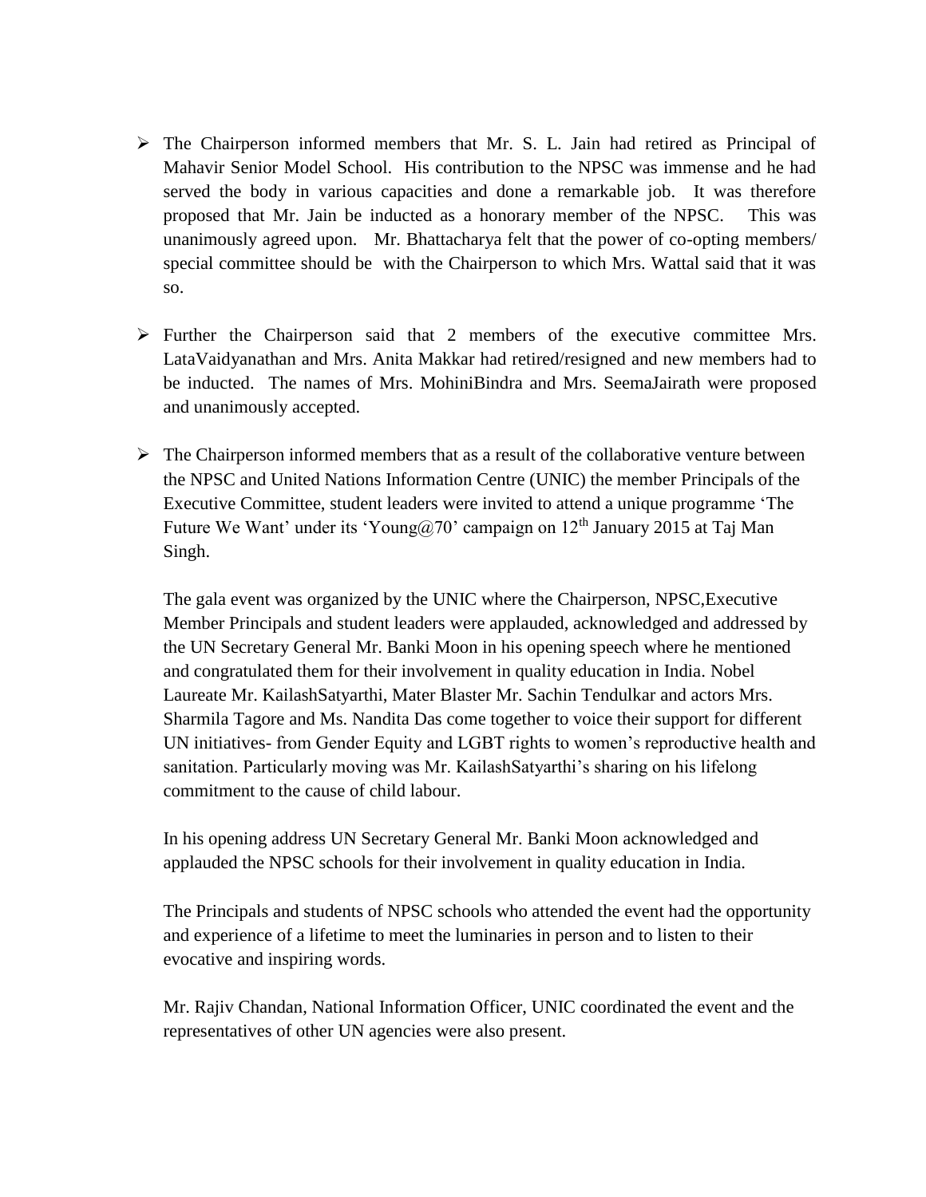- The Chairperson informed members that Mr. S. L. Jain had retired as Principal of Mahavir Senior Model School. His contribution to the NPSC was immense and he had served the body in various capacities and done a remarkable job. It was therefore proposed that Mr. Jain be inducted as a honorary member of the NPSC. This was unanimously agreed upon. Mr. Bhattacharya felt that the power of co-opting members/ special committee should be with the Chairperson to which Mrs. Wattal said that it was so.

- Further the Chairperson said that 2 members of the executive committee Mrs. LataVaidyanathan and Mrs. Anita Makkar had retired/resigned and new members had to be inducted. The names of Mrs. MohiniBindra and Mrs. SeemaJairath were proposed and unanimously accepted.

- The Chairperson informed members that as a result of the collaborative venture between the NPSC and United Nations Information Centre (UNIC) the member Principals of the Executive Committee, student leaders were invited to attend a unique programme 'The Future We Want' under its 'Young@70' campaign on 12th January 2015 at Taj Man Singh.

  The gala event was organized by the UNIC where the Chairperson, NPSC,Executive Member Principals and student leaders were applauded, acknowledged and addressed by the UN Secretary General Mr. Banki Moon in his opening speech where he mentioned and congratulated them for their involvement in quality education in India. Nobel Laureate Mr. KailashSatyarthi, Mater Blaster Mr. Sachin Tendulkar and actors Mrs. Sharmila Tagore and Ms. Nandita Das come together to voice their support for different UN initiatives- from Gender Equity and LGBT rights to women's reproductive health and sanitation. Particularly moving was Mr. KailashSatyarthi's sharing on his lifelong commitment to the cause of child labour.

  In his opening address UN Secretary General Mr. Banki Moon acknowledged and applauded the NPSC schools for their involvement in quality education in India.

  The Principals and students of NPSC schools who attended the event had the opportunity and experience of a lifetime to meet the luminaries in person and to listen to their evocative and inspiring words.

  Mr. Rajiv Chandan, National Information Officer, UNIC coordinated the event and the representatives of other UN agencies were also present.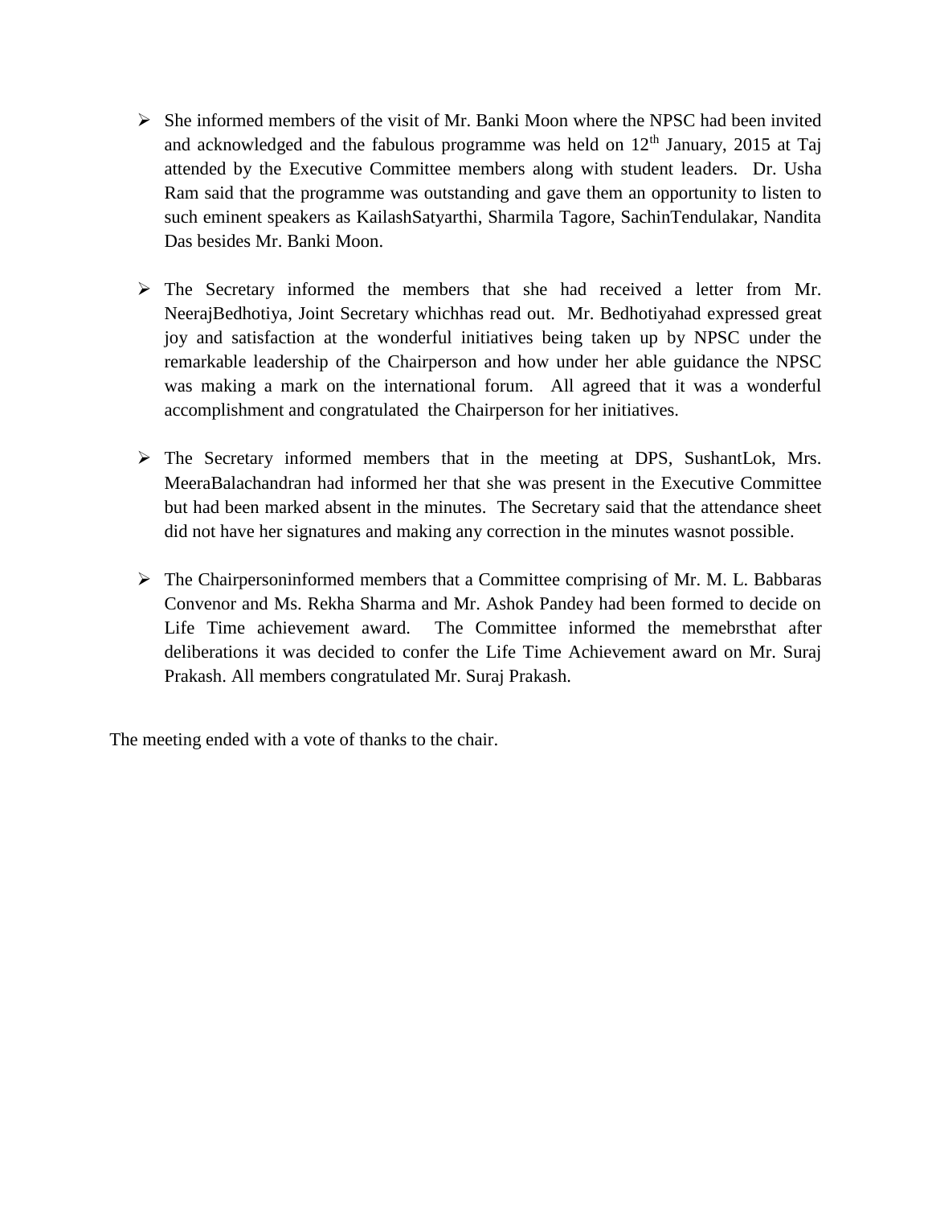- She informed members of the visit of Mr. Banki Moon where the NPSC had been invited and acknowledged and the fabulous programme was held on 12th January, 2015 at Taj attended by the Executive Committee members along with student leaders. Dr. Usha Ram said that the programme was outstanding and gave them an opportunity to listen to such eminent speakers as KailashSatyarthi, Sharmila Tagore, SachinTendulakar, Nandita Das besides Mr. Banki Moon.

- The Secretary informed the members that she had received a letter from Mr. NeerajBedhotiya, Joint Secretary whichhas read out. Mr. Bedhotiyahad expressed great joy and satisfaction at the wonderful initiatives being taken up by NPSC under the remarkable leadership of the Chairperson and how under her able guidance the NPSC was making a mark on the international forum. All agreed that it was a wonderful accomplishment and congratulated the Chairperson for her initiatives.

- The Secretary informed members that in the meeting at DPS, SushantLok, Mrs. MeeraBalachandran had informed her that she was present in the Executive Committee but had been marked absent in the minutes. The Secretary said that the attendance sheet did not have her signatures and making any correction in the minutes wasnot possible.

- The Chairpersoninformed members that a Committee comprising of Mr. M. L. Babbaras Convenor and Ms. Rekha Sharma and Mr. Ashok Pandey had been formed to decide on Life Time achievement award. The Committee informed the memebrsthat after deliberations it was decided to confer the Life Time Achievement award on Mr. Suraj Prakash. All members congratulated Mr. Suraj Prakash.

The meeting ended with a vote of thanks to the chair.